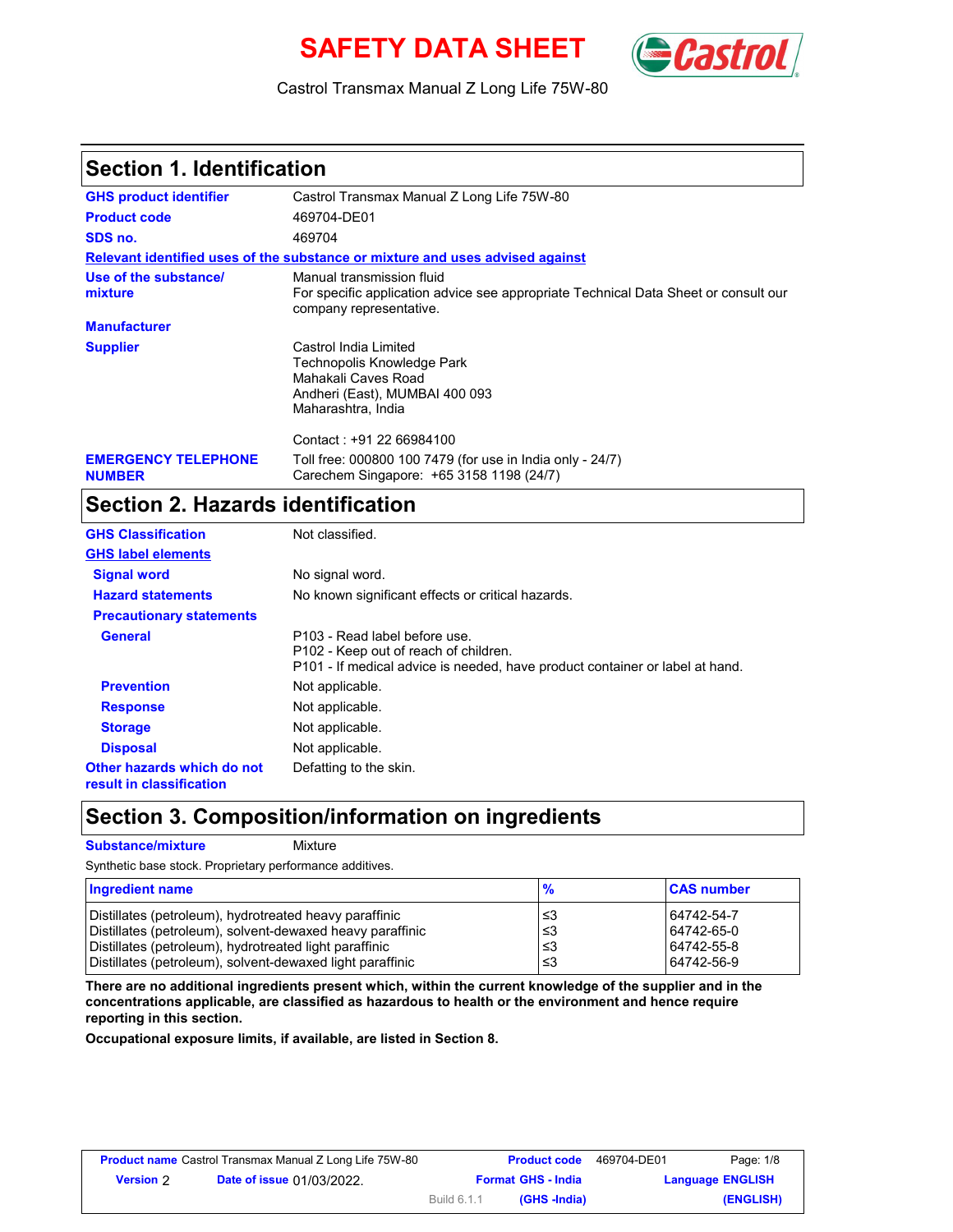# SAFETY DATA SHEET

Castrol Transmax Manual Z Long Life 75W-80

## Section 1. Identification

| | |
|---|---|
| **GHS product identifier** | Castrol Transmax Manual Z Long Life 75W-80 |
| **Product code** | 469704-DE01 |
| **SDS no.** | 469704 |

**Relevant identified uses of the substance or mixture and uses advised against**

| | |
|---|---|
| **Use of the substance/ mixture** | Manual transmission fluid<br>For specific application advice see appropriate Technical Data Sheet or consult our company representative. |
| **Manufacturer** | |
| **Supplier** | Castrol India Limited<br>Technopolis Knowledge Park<br>Mahakali Caves Road<br>Andheri (East), MUMBAI 400 093<br>Maharashtra, India<br><br>Contact : +91 22 66984100 |
| **EMERGENCY TELEPHONE NUMBER** | Toll free: 000800 100 7479 (for use in India only - 24/7)<br>Carechem Singapore: +65 3158 1198 (24/7) |

## Section 2. Hazards identification

| | |
|---|---|
| **GHS Classification** | Not classified. |
| **GHS label elements** | |
| **Signal word** | No signal word. |
| **Hazard statements** | No known significant effects or critical hazards. |
| **Precautionary statements** | |
| **General** | P103 - Read label before use.<br>P102 - Keep out of reach of children.<br>P101 - If medical advice is needed, have product container or label at hand. |
| **Prevention** | Not applicable. |
| **Response** | Not applicable. |
| **Storage** | Not applicable. |
| **Disposal** | Not applicable. |
| **Other hazards which do not result in classification** | Defatting to the skin. |

## Section 3. Composition/information on ingredients

**Substance/mixture** Mixture

Synthetic base stock. Proprietary performance additives.

| Ingredient name | % | CAS number |
|---|---|---|
| Distillates (petroleum), hydrotreated heavy paraffinic | ≤3 | 64742-54-7 |
| Distillates (petroleum), solvent-dewaxed heavy paraffinic | ≤3 | 64742-65-0 |
| Distillates (petroleum), hydrotreated light paraffinic | ≤3 | 64742-55-8 |
| Distillates (petroleum), solvent-dewaxed light paraffinic | ≤3 | 64742-56-9 |

**There are no additional ingredients present which, within the current knowledge of the supplier and in the concentrations applicable, are classified as hazardous to health or the environment and hence require reporting in this section.**

**Occupational exposure limits, if available, are listed in Section 8.**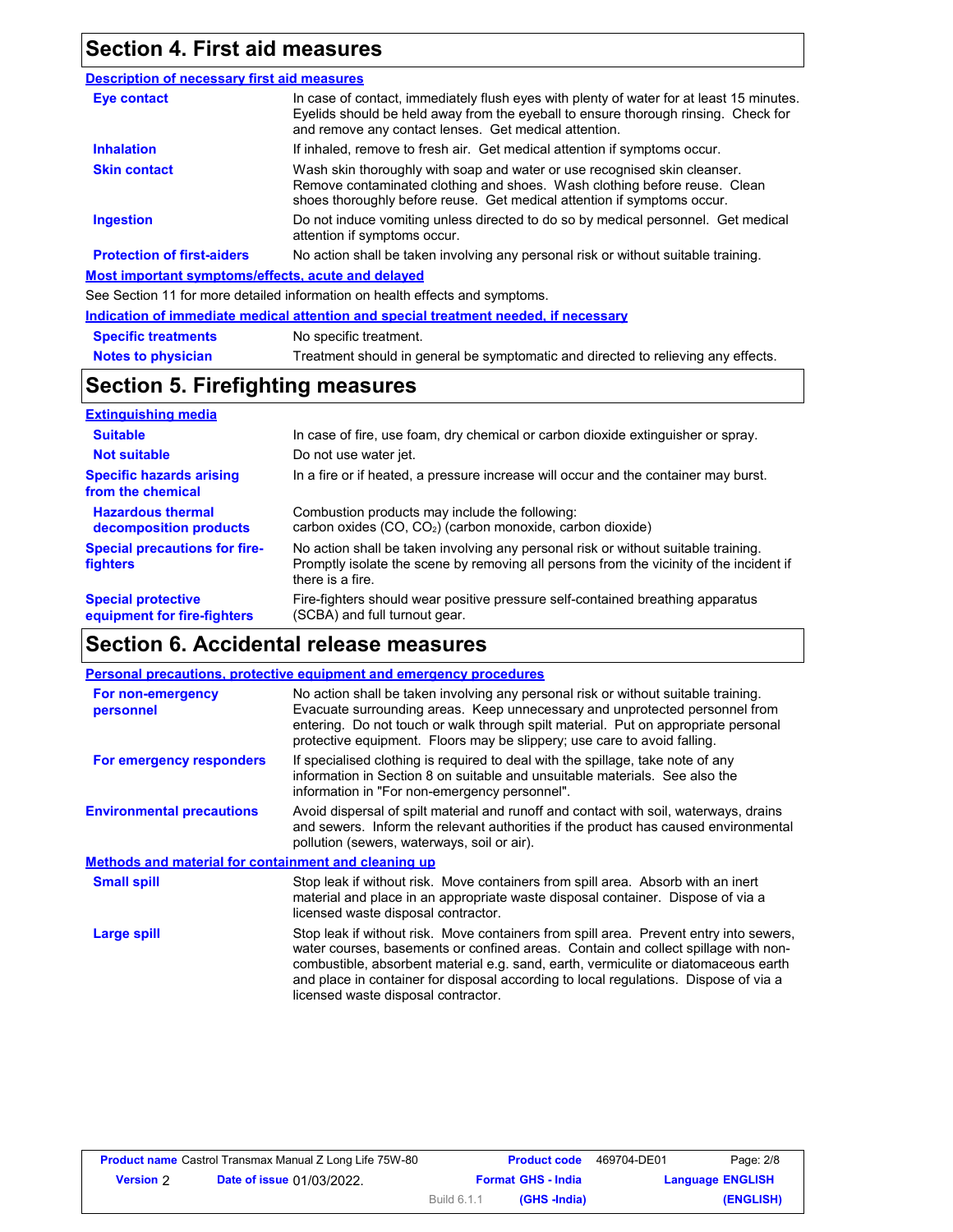## Section 4. First aid measures

### Description of necessary first aid measures

| | |
|---|---|
| **Eye contact** | In case of contact, immediately flush eyes with plenty of water for at least 15 minutes. Eyelids should be held away from the eyeball to ensure thorough rinsing. Check for and remove any contact lenses. Get medical attention. |
| **Inhalation** | If inhaled, remove to fresh air. Get medical attention if symptoms occur. |
| **Skin contact** | Wash skin thoroughly with soap and water or use recognised skin cleanser. Remove contaminated clothing and shoes. Wash clothing before reuse. Clean shoes thoroughly before reuse. Get medical attention if symptoms occur. |
| **Ingestion** | Do not induce vomiting unless directed to do so by medical personnel. Get medical attention if symptoms occur. |
| **Protection of first-aiders** | No action shall be taken involving any personal risk or without suitable training. |

### Most important symptoms/effects, acute and delayed

See Section 11 for more detailed information on health effects and symptoms.

### Indication of immediate medical attention and special treatment needed, if necessary

| | |
|---|---|
| **Specific treatments** | No specific treatment. |
| **Notes to physician** | Treatment should in general be symptomatic and directed to relieving any effects. |

## Section 5. Firefighting measures

### Extinguishing media

| | |
|---|---|
| **Suitable** | In case of fire, use foam, dry chemical or carbon dioxide extinguisher or spray. |
| **Not suitable** | Do not use water jet. |
| **Specific hazards arising from the chemical** | In a fire or if heated, a pressure increase will occur and the container may burst. |
| **Hazardous thermal decomposition products** | Combustion products may include the following: carbon oxides (CO, $CO_2$) (carbon monoxide, carbon dioxide) |
| **Special precautions for fire-fighters** | No action shall be taken involving any personal risk or without suitable training. Promptly isolate the scene by removing all persons from the vicinity of the incident if there is a fire. |
| **Special protective equipment for fire-fighters** | Fire-fighters should wear positive pressure self-contained breathing apparatus (SCBA) and full turnout gear. |

## Section 6. Accidental release measures

### Personal precautions, protective equipment and emergency procedures

| | |
|---|---|
| **For non-emergency personnel** | No action shall be taken involving any personal risk or without suitable training. Evacuate surrounding areas. Keep unnecessary and unprotected personnel from entering. Do not touch or walk through spilt material. Put on appropriate personal protective equipment. Floors may be slippery; use care to avoid falling. |
| **For emergency responders** | If specialised clothing is required to deal with the spillage, take note of any information in Section 8 on suitable and unsuitable materials. See also the information in "For non-emergency personnel". |
| **Environmental precautions** | Avoid dispersal of spilt material and runoff and contact with soil, waterways, drains and sewers. Inform the relevant authorities if the product has caused environmental pollution (sewers, waterways, soil or air). |

### Methods and material for containment and cleaning up

| | |
|---|---|
| **Small spill** | Stop leak if without risk. Move containers from spill area. Absorb with an inert material and place in an appropriate waste disposal container. Dispose of via a licensed waste disposal contractor. |
| **Large spill** | Stop leak if without risk. Move containers from spill area. Prevent entry into sewers, water courses, basements or confined areas. Contain and collect spillage with non-combustible, absorbent material e.g. sand, earth, vermiculite or diatomaceous earth and place in container for disposal according to local regulations. Dispose of via a licensed waste disposal contractor. |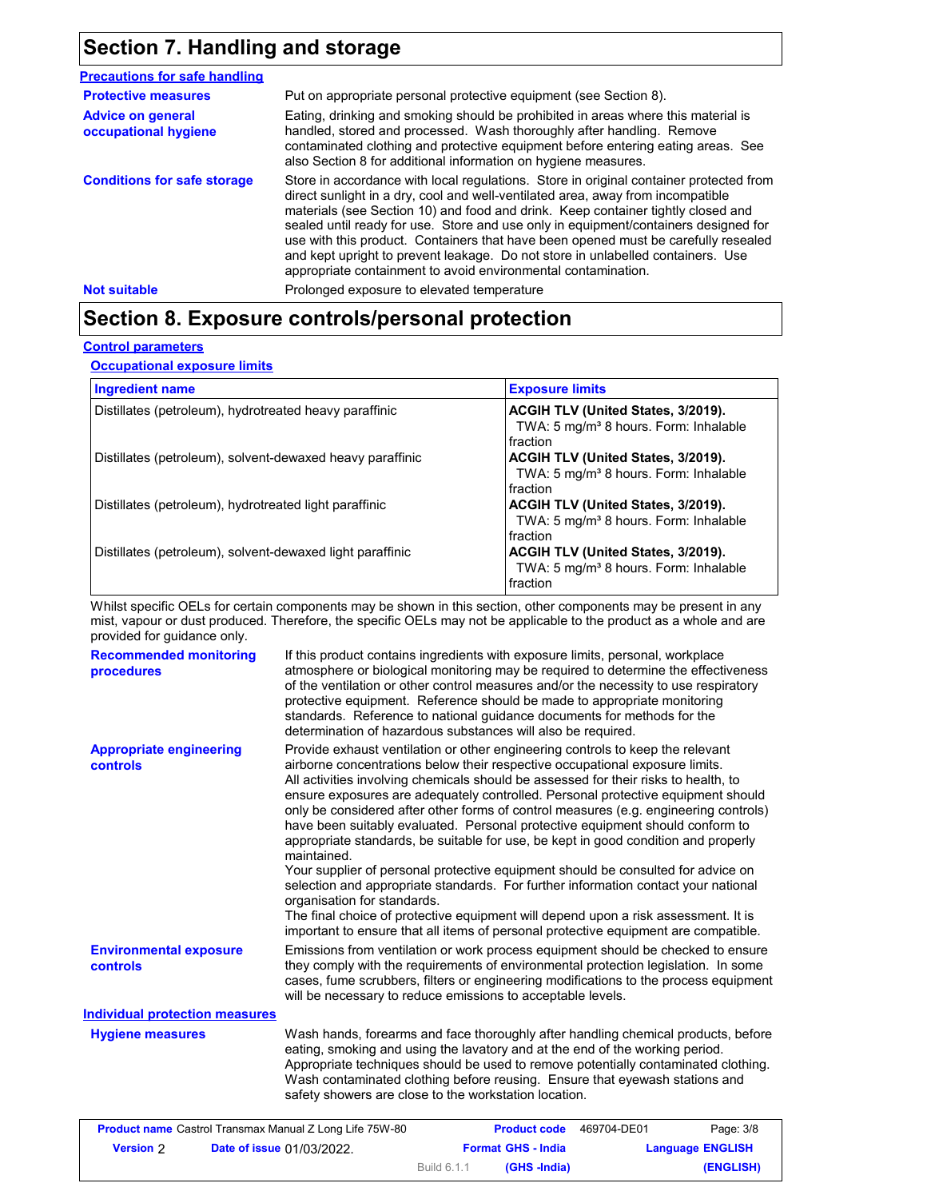# Section 7. Handling and storage

**Precautions for safe handling**

**Protective measures**
Put on appropriate personal protective equipment (see Section 8).

**Advice on general occupational hygiene**
Eating, drinking and smoking should be prohibited in areas where this material is handled, stored and processed. Wash thoroughly after handling. Remove contaminated clothing and protective equipment before entering eating areas. See also Section 8 for additional information on hygiene measures.

**Conditions for safe storage**
Store in accordance with local regulations. Store in original container protected from direct sunlight in a dry, cool and well-ventilated area, away from incompatible materials (see Section 10) and food and drink. Keep container tightly closed and sealed until ready for use. Store and use only in equipment/containers designed for use with this product. Containers that have been opened must be carefully resealed and kept upright to prevent leakage. Do not store in unlabelled containers. Use appropriate containment to avoid environmental contamination.

**Not suitable**
Prolonged exposure to elevated temperature

# Section 8. Exposure controls/personal protection

**Control parameters**

**Occupational exposure limits**

| Ingredient name | Exposure limits |
|---|---|
| Distillates (petroleum), hydrotreated heavy paraffinic | **ACGIH TLV (United States, 3/2019).** TWA: 5 mg/m³ 8 hours. Form: Inhalable fraction |
| Distillates (petroleum), solvent-dewaxed heavy paraffinic | **ACGIH TLV (United States, 3/2019).** TWA: 5 mg/m³ 8 hours. Form: Inhalable fraction |
| Distillates (petroleum), hydrotreated light paraffinic | **ACGIH TLV (United States, 3/2019).** TWA: 5 mg/m³ 8 hours. Form: Inhalable fraction |
| Distillates (petroleum), solvent-dewaxed light paraffinic | **ACGIH TLV (United States, 3/2019).** TWA: 5 mg/m³ 8 hours. Form: Inhalable fraction |

Whilst specific OELs for certain components may be shown in this section, other components may be present in any mist, vapour or dust produced. Therefore, the specific OELs may not be applicable to the product as a whole and are provided for guidance only.

**Recommended monitoring procedures**
If this product contains ingredients with exposure limits, personal, workplace atmosphere or biological monitoring may be required to determine the effectiveness of the ventilation or other control measures and/or the necessity to use respiratory protective equipment. Reference should be made to appropriate monitoring standards. Reference to national guidance documents for methods for the determination of hazardous substances will also be required.

**Appropriate engineering controls**
Provide exhaust ventilation or other engineering controls to keep the relevant airborne concentrations below their respective occupational exposure limits.
All activities involving chemicals should be assessed for their risks to health, to ensure exposures are adequately controlled. Personal protective equipment should only be considered after other forms of control measures (e.g. engineering controls) have been suitably evaluated. Personal protective equipment should conform to appropriate standards, be suitable for use, be kept in good condition and properly maintained.
Your supplier of personal protective equipment should be consulted for advice on selection and appropriate standards. For further information contact your national organisation for standards.
The final choice of protective equipment will depend upon a risk assessment. It is important to ensure that all items of personal protective equipment are compatible.

**Environmental exposure controls**
Emissions from ventilation or work process equipment should be checked to ensure they comply with the requirements of environmental protection legislation. In some cases, fume scrubbers, filters or engineering modifications to the process equipment will be necessary to reduce emissions to acceptable levels.

**Individual protection measures**

**Hygiene measures**
Wash hands, forearms and face thoroughly after handling chemical products, before eating, smoking and using the lavatory and at the end of the working period. Appropriate techniques should be used to remove potentially contaminated clothing. Wash contaminated clothing before reusing. Ensure that eyewash stations and safety showers are close to the workstation location.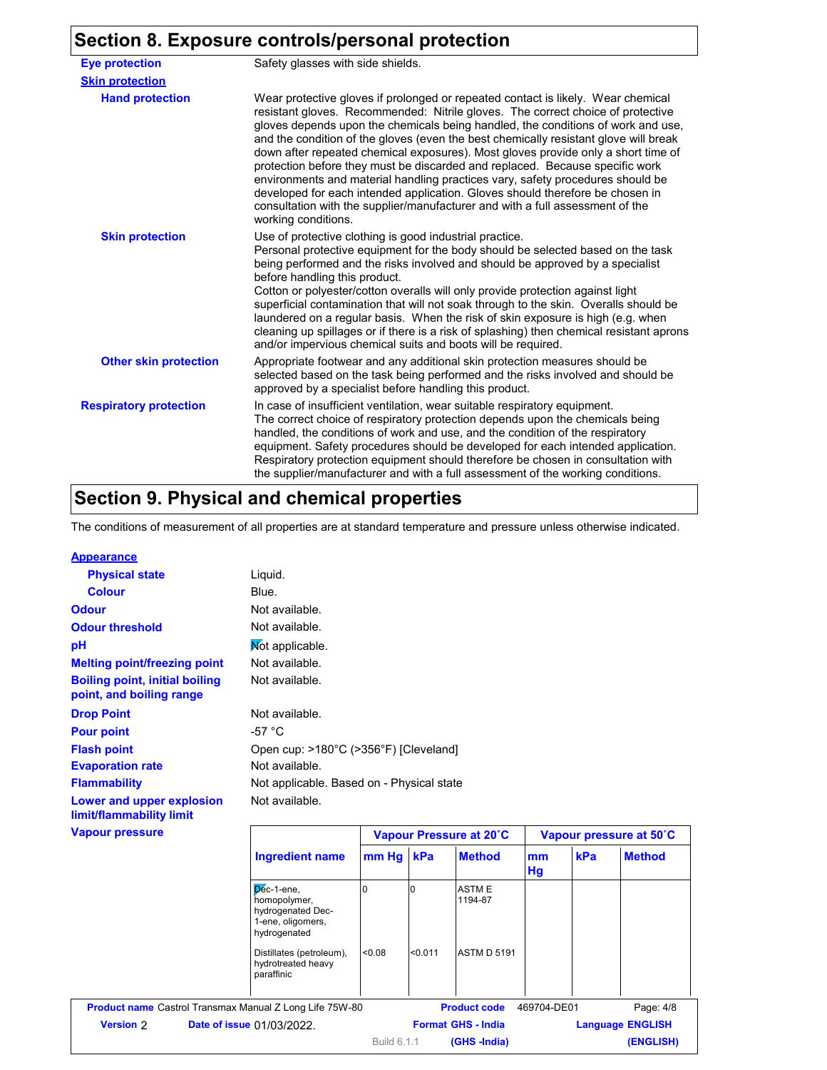## Section 8. Exposure controls/personal protection

**Eye protection** Safety glasses with side shields.

**Skin protection**

**Hand protection** Wear protective gloves if prolonged or repeated contact is likely. Wear chemical resistant gloves. Recommended: Nitrile gloves. The correct choice of protective gloves depends upon the chemicals being handled, the conditions of work and use, and the condition of the gloves (even the best chemically resistant glove will break down after repeated chemical exposures). Most gloves provide only a short time of protection before they must be discarded and replaced. Because specific work environments and material handling practices vary, safety procedures should be developed for each intended application. Gloves should therefore be chosen in consultation with the supplier/manufacturer and with a full assessment of the working conditions.

**Skin protection** Use of protective clothing is good industrial practice.
Personal protective equipment for the body should be selected based on the task being performed and the risks involved and should be approved by a specialist before handling this product.
Cotton or polyester/cotton overalls will only provide protection against light superficial contamination that will not soak through to the skin. Overalls should be laundered on a regular basis. When the risk of skin exposure is high (e.g. when cleaning up spillages or if there is a risk of splashing) then chemical resistant aprons and/or impervious chemical suits and boots will be required.

**Other skin protection** Appropriate footwear and any additional skin protection measures should be selected based on the task being performed and the risks involved and should be approved by a specialist before handling this product.

**Respiratory protection** In case of insufficient ventilation, wear suitable respiratory equipment.
The correct choice of respiratory protection depends upon the chemicals being handled, the conditions of work and use, and the condition of the respiratory equipment. Safety procedures should be developed for each intended application. Respiratory protection equipment should therefore be chosen in consultation with the supplier/manufacturer and with a full assessment of the working conditions.

## Section 9. Physical and chemical properties

The conditions of measurement of all properties are at standard temperature and pressure unless otherwise indicated.

**Appearance**

**Physical state** Liquid.

**Colour** Blue.

**Odour** Not available.

**Odour threshold** Not available.

**pH** Not applicable.

**Melting point/freezing point** Not available.

**Boiling point, initial boiling point, and boiling range** Not available.

**Drop Point** Not available.

**Pour point** -57 °C

**Flash point** Open cup: >180°C (>356°F) [Cleveland]

**Evaporation rate** Not available.

**Flammability** Not applicable. Based on - Physical state

**Lower and upper explosion limit/flammability limit** Not available.

**Vapour pressure**

| Ingredient name | Vapour Pressure at 20˚C | | | Vapour pressure at 50˚C | | |
|---|---|---|---|---|---|---|
| | mm Hg | kPa | Method | mm Hg | kPa | Method |
| Dec-1-ene, homopolymer, hydrogenated Dec-1-ene, oligomers, hydrogenated | 0 | 0 | ASTM E 1194-87 | | | |
| Distillates (petroleum), hydrotreated heavy paraffinic | <0.08 | <0.011 | ASTM D 5191 | | | |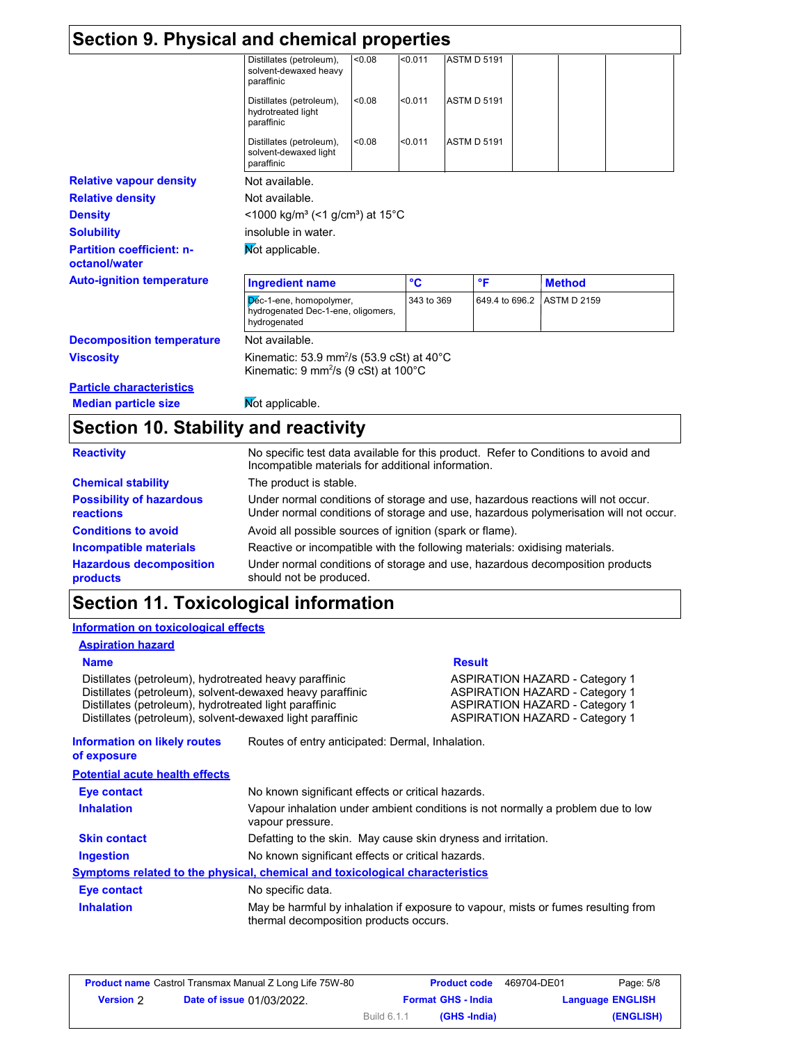## Section 9. Physical and chemical properties

| | | | | | | |
|---|---|---|---|---|---|---|
| Distillates (petroleum), solvent-dewaxed heavy paraffinic | <0.08 | <0.011 | ASTM D 5191 | | | |
| Distillates (petroleum), hydrotreated light paraffinic | <0.08 | <0.011 | ASTM D 5191 | | | |
| Distillates (petroleum), solvent-dewaxed light paraffinic | <0.08 | <0.011 | ASTM D 5191 | | | |

**Relative vapour density** Not available.

**Relative density** Not available.

**Density** <1000 kg/m³ (<1 g/cm³) at 15°C

**Solubility** insoluble in water.

**Partition coefficient: n-octanol/water** Not applicable.

**Auto-ignition temperature**

| Ingredient name | °C | °F | Method |
|---|---|---|---|
| Dec-1-ene, homopolymer, hydrogenated Dec-1-ene, oligomers, hydrogenated | 343 to 369 | 649.4 to 696.2 | ASTM D 2159 |

**Decomposition temperature** Not available.

**Viscosity** Kinematic: 53.9 mm²/s (53.9 cSt) at 40°C
Kinematic: 9 mm²/s (9 cSt) at 100°C

**Particle characteristics**

**Median particle size** Not applicable.

## Section 10. Stability and reactivity

**Reactivity** No specific test data available for this product. Refer to Conditions to avoid and Incompatible materials for additional information.

**Chemical stability** The product is stable.

**Possibility of hazardous reactions** Under normal conditions of storage and use, hazardous reactions will not occur.
Under normal conditions of storage and use, hazardous polymerisation will not occur.

**Conditions to avoid** Avoid all possible sources of ignition (spark or flame).

**Incompatible materials** Reactive or incompatible with the following materials: oxidising materials.

**Hazardous decomposition products** Under normal conditions of storage and use, hazardous decomposition products should not be produced.

## Section 11. Toxicological information

**Information on toxicological effects**

**Aspiration hazard**

| Name | Result |
|---|---|
| Distillates (petroleum), hydrotreated heavy paraffinic | ASPIRATION HAZARD - Category 1 |
| Distillates (petroleum), solvent-dewaxed heavy paraffinic | ASPIRATION HAZARD - Category 1 |
| Distillates (petroleum), hydrotreated light paraffinic | ASPIRATION HAZARD - Category 1 |
| Distillates (petroleum), solvent-dewaxed light paraffinic | ASPIRATION HAZARD - Category 1 |

**Information on likely routes of exposure** Routes of entry anticipated: Dermal, Inhalation.

**Potential acute health effects**

**Eye contact** No known significant effects or critical hazards.

**Inhalation** Vapour inhalation under ambient conditions is not normally a problem due to low vapour pressure.

**Skin contact** Defatting to the skin. May cause skin dryness and irritation.

**Ingestion** No known significant effects or critical hazards.

**Symptoms related to the physical, chemical and toxicological characteristics**

**Eye contact** No specific data.

**Inhalation** May be harmful by inhalation if exposure to vapour, mists or fumes resulting from thermal decomposition products occurs.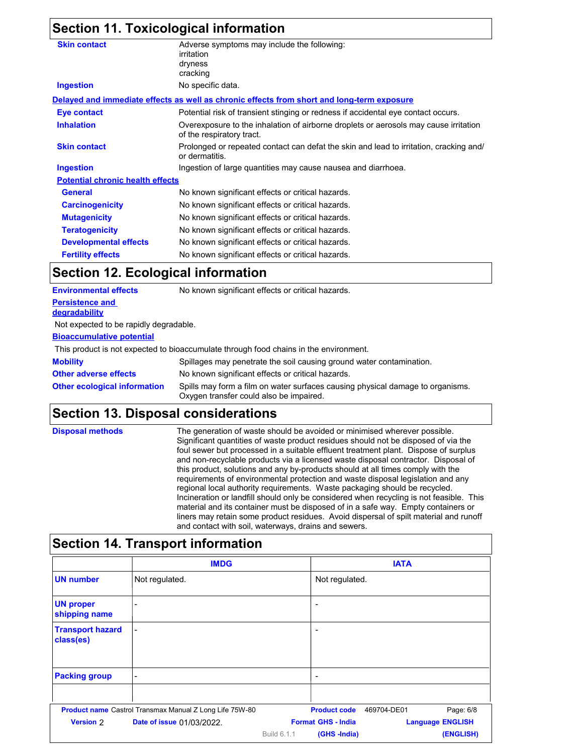## Section 11. Toxicological information

**Skin contact**

Adverse symptoms may include the following:
irritation
dryness
cracking

**Ingestion**

No specific data.

**Delayed and immediate effects as well as chronic effects from short and long-term exposure**

**Eye contact**

Potential risk of transient stinging or redness if accidental eye contact occurs.

**Inhalation**

Overexposure to the inhalation of airborne droplets or aerosols may cause irritation of the respiratory tract.

**Skin contact**

Prolonged or repeated contact can defat the skin and lead to irritation, cracking and/ or dermatitis.

**Ingestion**

Ingestion of large quantities may cause nausea and diarrhoea.

**Potential chronic health effects**

**General**

No known significant effects or critical hazards.

**Carcinogenicity**

No known significant effects or critical hazards.

**Mutagenicity**

No known significant effects or critical hazards.

**Teratogenicity**

No known significant effects or critical hazards.

**Developmental effects**

No known significant effects or critical hazards.

**Fertility effects**

No known significant effects or critical hazards.

## Section 12. Ecological information

**Environmental effects**

No known significant effects or critical hazards.

**Persistence and degradability**

Not expected to be rapidly degradable.

**Bioaccumulative potential**

This product is not expected to bioaccumulate through food chains in the environment.

**Mobility**

Spillages may penetrate the soil causing ground water contamination.

**Other adverse effects**

No known significant effects or critical hazards.

**Other ecological information**

Spills may form a film on water surfaces causing physical damage to organisms. Oxygen transfer could also be impaired.

## Section 13. Disposal considerations

**Disposal methods**

The generation of waste should be avoided or minimised wherever possible. Significant quantities of waste product residues should not be disposed of via the foul sewer but processed in a suitable effluent treatment plant. Dispose of surplus and non-recyclable products via a licensed waste disposal contractor. Disposal of this product, solutions and any by-products should at all times comply with the requirements of environmental protection and waste disposal legislation and any regional local authority requirements. Waste packaging should be recycled. Incineration or landfill should only be considered when recycling is not feasible. This material and its container must be disposed of in a safe way. Empty containers or liners may retain some product residues. Avoid dispersal of spilt material and runoff and contact with soil, waterways, drains and sewers.

## Section 14. Transport information

| | IMDG | IATA |
|---|---|---|
| **UN number** | Not regulated. | Not regulated. |
| **UN proper shipping name** | - | - |
| **Transport hazard class(es)** | - | - |
| **Packing group** | - | - |
| | | |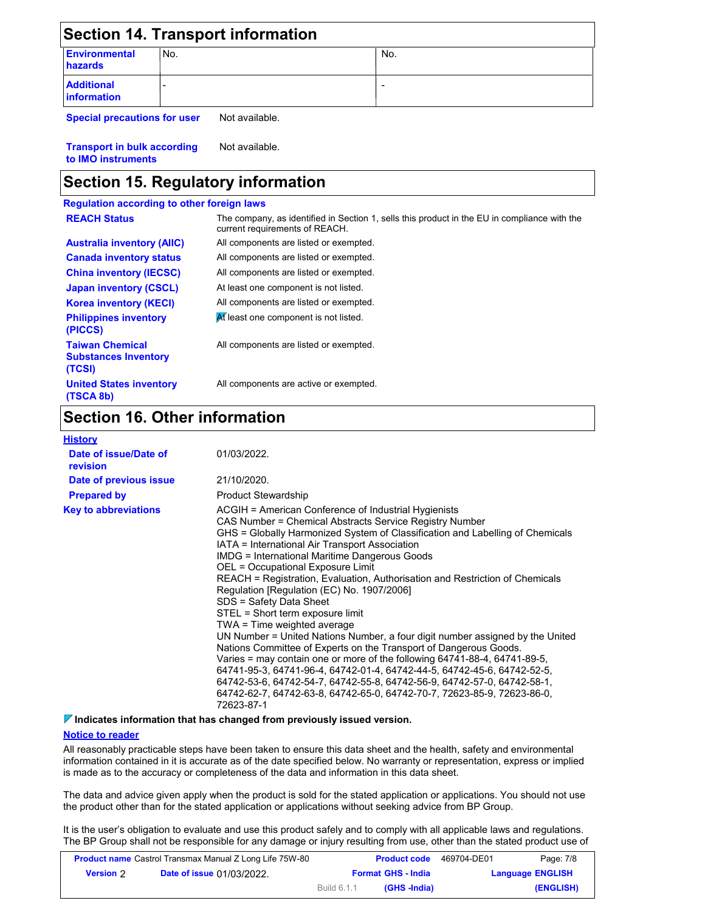## Section 14. Transport information

| | | |
|---|---|---|
| **Environmental hazards** | No. | No. |
| **Additional information** | - | - |

**Special precautions for user** Not available.

**Transport in bulk according to IMO instruments** Not available.

## Section 15. Regulatory information

**Regulation according to other foreign laws**

| | |
|---|---|
| **REACH Status** | The company, as identified in Section 1, sells this product in the EU in compliance with the current requirements of REACH. |
| **Australia inventory (AIIC)** | All components are listed or exempted. |
| **Canada inventory status** | All components are listed or exempted. |
| **China inventory (IECSC)** | All components are listed or exempted. |
| **Japan inventory (CSCL)** | At least one component is not listed. |
| **Korea inventory (KECI)** | All components are listed or exempted. |
| **Philippines inventory (PICCS)** | At least one component is not listed. |
| **Taiwan Chemical Substances Inventory (TCSI)** | All components are listed or exempted. |
| **United States inventory (TSCA 8b)** | All components are active or exempted. |

## Section 16. Other information

**History**

| | |
|---|---|
| **Date of issue/Date of revision** | 01/03/2022. |
| **Date of previous issue** | 21/10/2020. |
| **Prepared by** | Product Stewardship |

**Key to abbreviations**

ACGIH = American Conference of Industrial Hygienists
CAS Number = Chemical Abstracts Service Registry Number
GHS = Globally Harmonized System of Classification and Labelling of Chemicals
IATA = International Air Transport Association
IMDG = International Maritime Dangerous Goods
OEL = Occupational Exposure Limit
REACH = Registration, Evaluation, Authorisation and Restriction of Chemicals Regulation [Regulation (EC) No. 1907/2006]
SDS = Safety Data Sheet
STEL = Short term exposure limit
TWA = Time weighted average
UN Number = United Nations Number, a four digit number assigned by the United Nations Committee of Experts on the Transport of Dangerous Goods.
Varies = may contain one or more of the following 64741-88-4, 64741-89-5, 64741-95-3, 64741-96-4, 64742-01-4, 64742-44-5, 64742-45-6, 64742-52-5, 64742-53-6, 64742-54-7, 64742-55-8, 64742-56-9, 64742-57-0, 64742-58-1, 64742-62-7, 64742-63-8, 64742-65-0, 64742-70-7, 72623-85-9, 72623-86-0, 72623-87-1

**Indicates information that has changed from previously issued version.**

**Notice to reader**

All reasonably practicable steps have been taken to ensure this data sheet and the health, safety and environmental information contained in it is accurate as of the date specified below. No warranty or representation, express or implied is made as to the accuracy or completeness of the data and information in this data sheet.

The data and advice given apply when the product is sold for the stated application or applications. You should not use the product other than for the stated application or applications without seeking advice from BP Group.

It is the user's obligation to evaluate and use this product safely and to comply with all applicable laws and regulations. The BP Group shall not be responsible for any damage or injury resulting from use, other than the stated product use of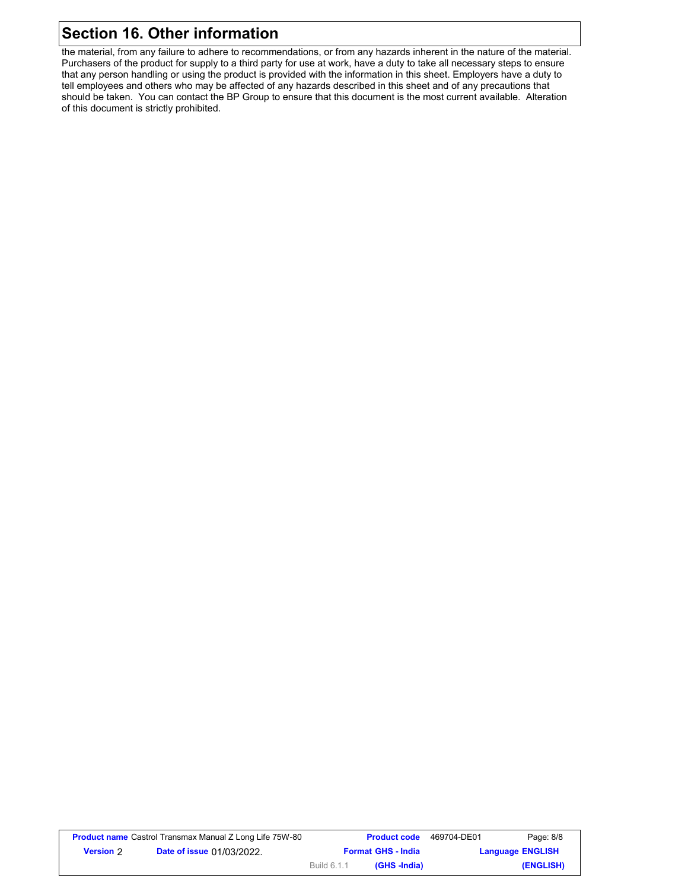## Section 16. Other information

the material, from any failure to adhere to recommendations, or from any hazards inherent in the nature of the material. Purchasers of the product for supply to a third party for use at work, have a duty to take all necessary steps to ensure that any person handling or using the product is provided with the information in this sheet. Employers have a duty to tell employees and others who may be affected of any hazards described in this sheet and of any precautions that should be taken. You can contact the BP Group to ensure that this document is the most current available. Alteration of this document is strictly prohibited.